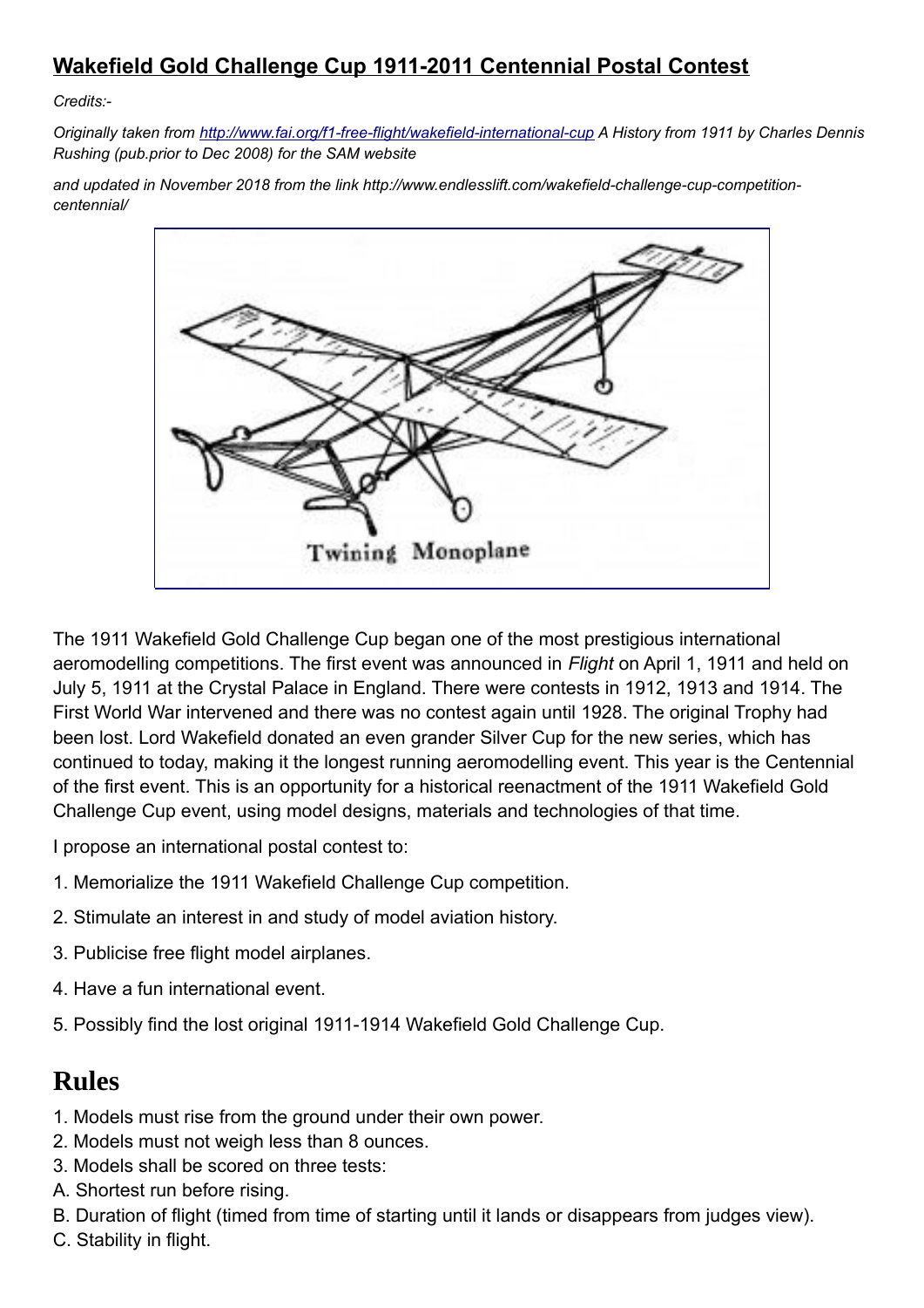# Wakefield Gold Challenge Cup 1911-2011 Centennial Postal Contest

*Credits:-*

*Originally taken from [http://www.fai.org/f1-free-flight/wakefield-international-cup](http://www.fai.org/f1-free-flight/wakefield-international-cup) A History from 1911 by Charles Dennis Rushing (pub.prior to Dec 2008) for the SAM website*

*and updated in November 2018 from the link http://www.endlesslift.com/wakefield-challenge-cup-competition-centennial/*

Twining Monoplane

The 1911 Wakefield Gold Challenge Cup began one of the most prestigious international aeromodelling competitions. The first event was announced in *Flight* on April 1, 1911 and held on July 5, 1911 at the Crystal Palace in England. There were contests in 1912, 1913 and 1914. The First World War intervened and there was no contest again until 1928. The original Trophy had been lost. Lord Wakefield donated an even grander Silver Cup for the new series, which has continued to today, making it the longest running aeromodelling event. This year is the Centennial of the first event. This is an opportunity for a historical reenactment of the 1911 Wakefield Gold Challenge Cup event, using model designs, materials and technologies of that time.

I propose an international postal contest to:

1. Memorialize the 1911 Wakefield Challenge Cup competition.
2. Stimulate an interest in and study of model aviation history.
3. Publicise free flight model airplanes.
4. Have a fun international event.
5. Possibly find the lost original 1911-1914 Wakefield Gold Challenge Cup.

## Rules

1. Models must rise from the ground under their own power.
2. Models must not weigh less than 8 ounces.
3. Models shall be scored on three tests:

A. Shortest run before rising.
B. Duration of flight (timed from time of starting until it lands or disappears from judges view).
C. Stability in flight.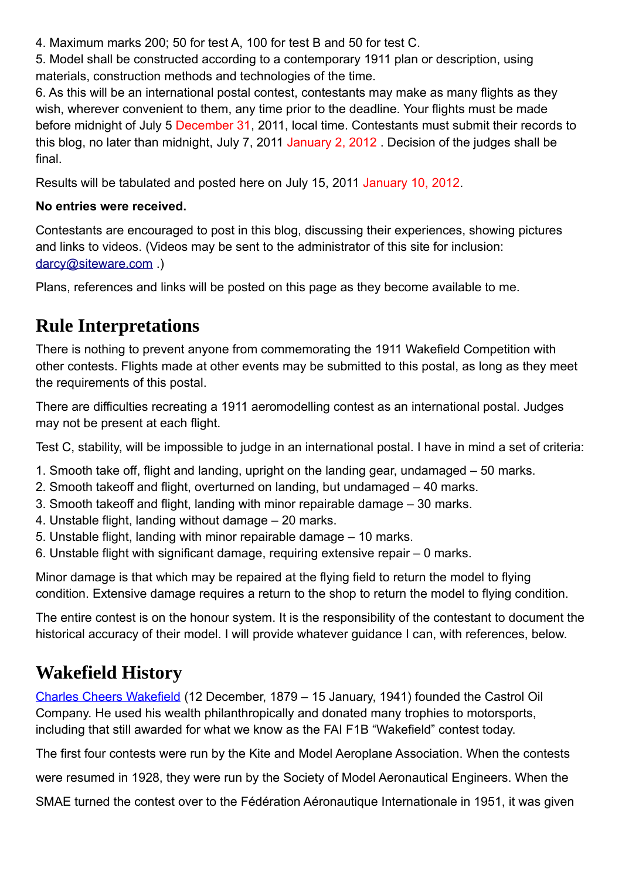4. Maximum marks 200; 50 for test A, 100 for test B and 50 for test C.
5. Model shall be constructed according to a contemporary 1911 plan or description, using materials, construction methods and technologies of the time.
6. As this will be an international postal contest, contestants may make as many flights as they wish, wherever convenient to them, any time prior to the deadline. Your flights must be made before midnight of July 5 December 31, 2011, local time. Contestants must submit their records to this blog, no later than midnight, July 7, 2011 January 2, 2012 . Decision of the judges shall be final.

Results will be tabulated and posted here on July 15, 2011 January 10, 2012.

**No entries were received.**

Contestants are encouraged to post in this blog, discussing their experiences, showing pictures and links to videos. (Videos may be sent to the administrator of this site for inclusion: darcy@siteware.com .)

Plans, references and links will be posted on this page as they become available to me.

## Rule Interpretations

There is nothing to prevent anyone from commemorating the 1911 Wakefield Competition with other contests. Flights made at other events may be submitted to this postal, as long as they meet the requirements of this postal.

There are difficulties recreating a 1911 aeromodelling contest as an international postal. Judges may not be present at each flight.

Test C, stability, will be impossible to judge in an international postal. I have in mind a set of criteria:

1. Smooth take off, flight and landing, upright on the landing gear, undamaged – 50 marks.
2. Smooth takeoff and flight, overturned on landing, but undamaged – 40 marks.
3. Smooth takeoff and flight, landing with minor repairable damage – 30 marks.
4. Unstable flight, landing without damage – 20 marks.
5. Unstable flight, landing with minor repairable damage – 10 marks.
6. Unstable flight with significant damage, requiring extensive repair – 0 marks.

Minor damage is that which may be repaired at the flying field to return the model to flying condition. Extensive damage requires a return to the shop to return the model to flying condition.

The entire contest is on the honour system. It is the responsibility of the contestant to document the historical accuracy of their model. I will provide whatever guidance I can, with references, below.

## Wakefield History

Charles Cheers Wakefield (12 December, 1879 – 15 January, 1941) founded the Castrol Oil Company. He used his wealth philanthropically and donated many trophies to motorsports, including that still awarded for what we know as the FAI F1B "Wakefield" contest today.

The first four contests were run by the Kite and Model Aeroplane Association. When the contests were resumed in 1928, they were run by the Society of Model Aeronautical Engineers. When the SMAE turned the contest over to the Fédération Aéronautique Internationale in 1951, it was given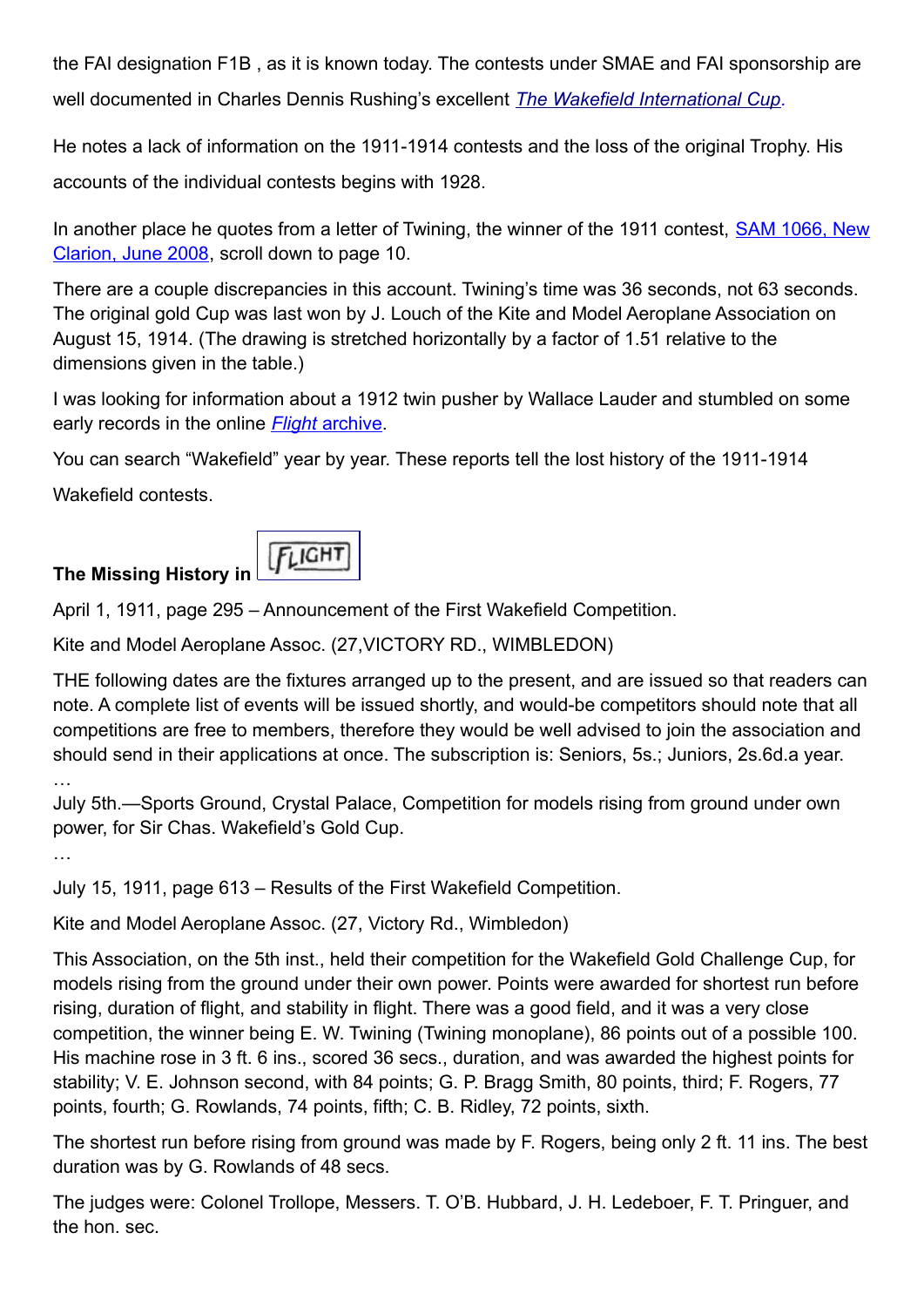the FAI designation F1B , as it is known today. The contests under SMAE and FAI sponsorship are well documented in Charles Dennis Rushing's excellent *The Wakefield International Cup*.

He notes a lack of information on the 1911-1914 contests and the loss of the original Trophy. His accounts of the individual contests begins with 1928.

In another place he quotes from a letter of Twining, the winner of the 1911 contest, SAM 1066, New Clarion, June 2008, scroll down to page 10.

There are a couple discrepancies in this account. Twining's time was 36 seconds, not 63 seconds. The original gold Cup was last won by J. Louch of the Kite and Model Aeroplane Association on August 15, 1914. (The drawing is stretched horizontally by a factor of 1.51 relative to the dimensions given in the table.)

I was looking for information about a 1912 twin pusher by Wallace Lauder and stumbled on some early records in the online *Flight* archive.

You can search "Wakefield" year by year. These reports tell the lost history of the 1911-1914 Wakefield contests.

**The Missing History in** FLIGHT

April 1, 1911, page 295 – Announcement of the First Wakefield Competition.

Kite and Model Aeroplane Assoc. (27,VICTORY RD., WIMBLEDON)

THE following dates are the fixtures arranged up to the present, and are issued so that readers can note. A complete list of events will be issued shortly, and would-be competitors should note that all competitions are free to members, therefore they would be well advised to join the association and should send in their applications at once. The subscription is: Seniors, 5s.; Juniors, 2s.6d.a year.
…
July 5th.—Sports Ground, Crystal Palace, Competition for models rising from ground under own power, for Sir Chas. Wakefield's Gold Cup.
…

July 15, 1911, page 613 – Results of the First Wakefield Competition.

Kite and Model Aeroplane Assoc. (27, Victory Rd., Wimbledon)

This Association, on the 5th inst., held their competition for the Wakefield Gold Challenge Cup, for models rising from the ground under their own power. Points were awarded for shortest run before rising, duration of flight, and stability in flight. There was a good field, and it was a very close competition, the winner being E. W. Twining (Twining monoplane), 86 points out of a possible 100. His machine rose in 3 ft. 6 ins., scored 36 secs., duration, and was awarded the highest points for stability; V. E. Johnson second, with 84 points; G. P. Bragg Smith, 80 points, third; F. Rogers, 77 points, fourth; G. Rowlands, 74 points, fifth; C. B. Ridley, 72 points, sixth.

The shortest run before rising from ground was made by F. Rogers, being only 2 ft. 11 ins. The best duration was by G. Rowlands of 48 secs.

The judges were: Colonel Trollope, Messers. T. O'B. Hubbard, J. H. Ledeboer, F. T. Pringuer, and the hon. sec.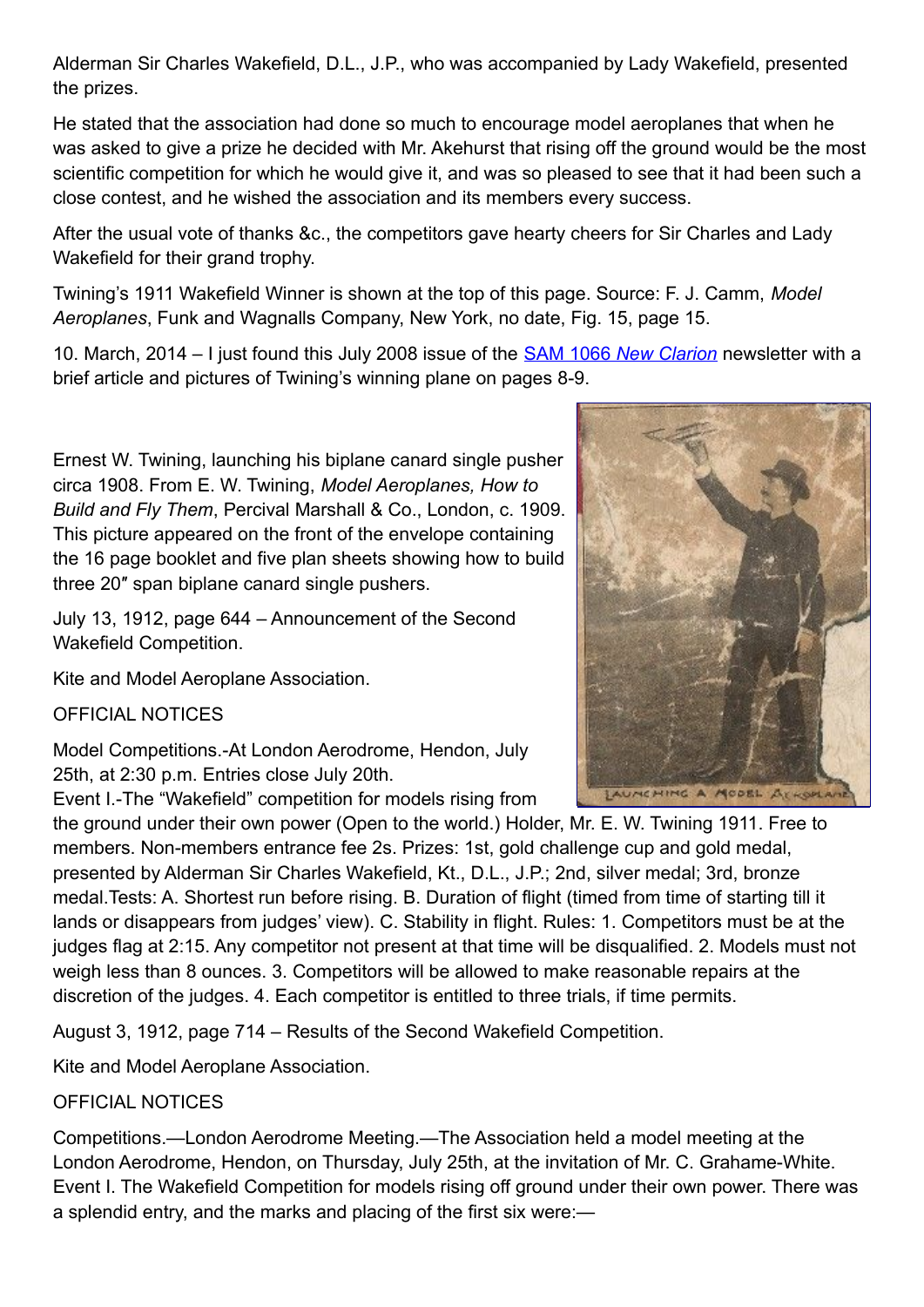Alderman Sir Charles Wakefield, D.L., J.P., who was accompanied by Lady Wakefield, presented the prizes.

He stated that the association had done so much to encourage model aeroplanes that when he was asked to give a prize he decided with Mr. Akehurst that rising off the ground would be the most scientific competition for which he would give it, and was so pleased to see that it had been such a close contest, and he wished the association and its members every success.

After the usual vote of thanks &c., the competitors gave hearty cheers for Sir Charles and Lady Wakefield for their grand trophy.

Twining's 1911 Wakefield Winner is shown at the top of this page. Source: F. J. Camm, *Model Aeroplanes*, Funk and Wagnalls Company, New York, no date, Fig. 15, page 15.

10. March, 2014 – I just found this July 2008 issue of the [SAM 1066 *New Clarion*] newsletter with a brief article and pictures of Twining's winning plane on pages 8-9.

Ernest W. Twining, launching his biplane canard single pusher circa 1908. From E. W. Twining, *Model Aeroplanes, How to Build and Fly Them*, Percival Marshall & Co., London, c. 1909. This picture appeared on the front of the envelope containing the 16 page booklet and five plan sheets showing how to build three 20″ span biplane canard single pushers.

LAUNCHING A MODEL AEROPLANE

July 13, 1912, page 644 – Announcement of the Second Wakefield Competition.

Kite and Model Aeroplane Association.

OFFICIAL NOTICES

Model Competitions.-At London Aerodrome, Hendon, July 25th, at 2:30 p.m. Entries close July 20th.
Event I.-The "Wakefield" competition for models rising from the ground under their own power (Open to the world.) Holder, Mr. E. W. Twining 1911. Free to members. Non-members entrance fee 2s. Prizes: 1st, gold challenge cup and gold medal, presented by Alderman Sir Charles Wakefield, Kt., D.L., J.P.; 2nd, silver medal; 3rd, bronze medal.Tests: A. Shortest run before rising. B. Duration of flight (timed from time of starting till it lands or disappears from judges' view). C. Stability in flight. Rules: 1. Competitors must be at the judges flag at 2:15. Any competitor not present at that time will be disqualified. 2. Models must not weigh less than 8 ounces. 3. Competitors will be allowed to make reasonable repairs at the discretion of the judges. 4. Each competitor is entitled to three trials, if time permits.

August 3, 1912, page 714 – Results of the Second Wakefield Competition.

Kite and Model Aeroplane Association.

OFFICIAL NOTICES

Competitions.—London Aerodrome Meeting.—The Association held a model meeting at the London Aerodrome, Hendon, on Thursday, July 25th, at the invitation of Mr. C. Grahame-White. Event I. The Wakefield Competition for models rising off ground under their own power. There was a splendid entry, and the marks and placing of the first six were:—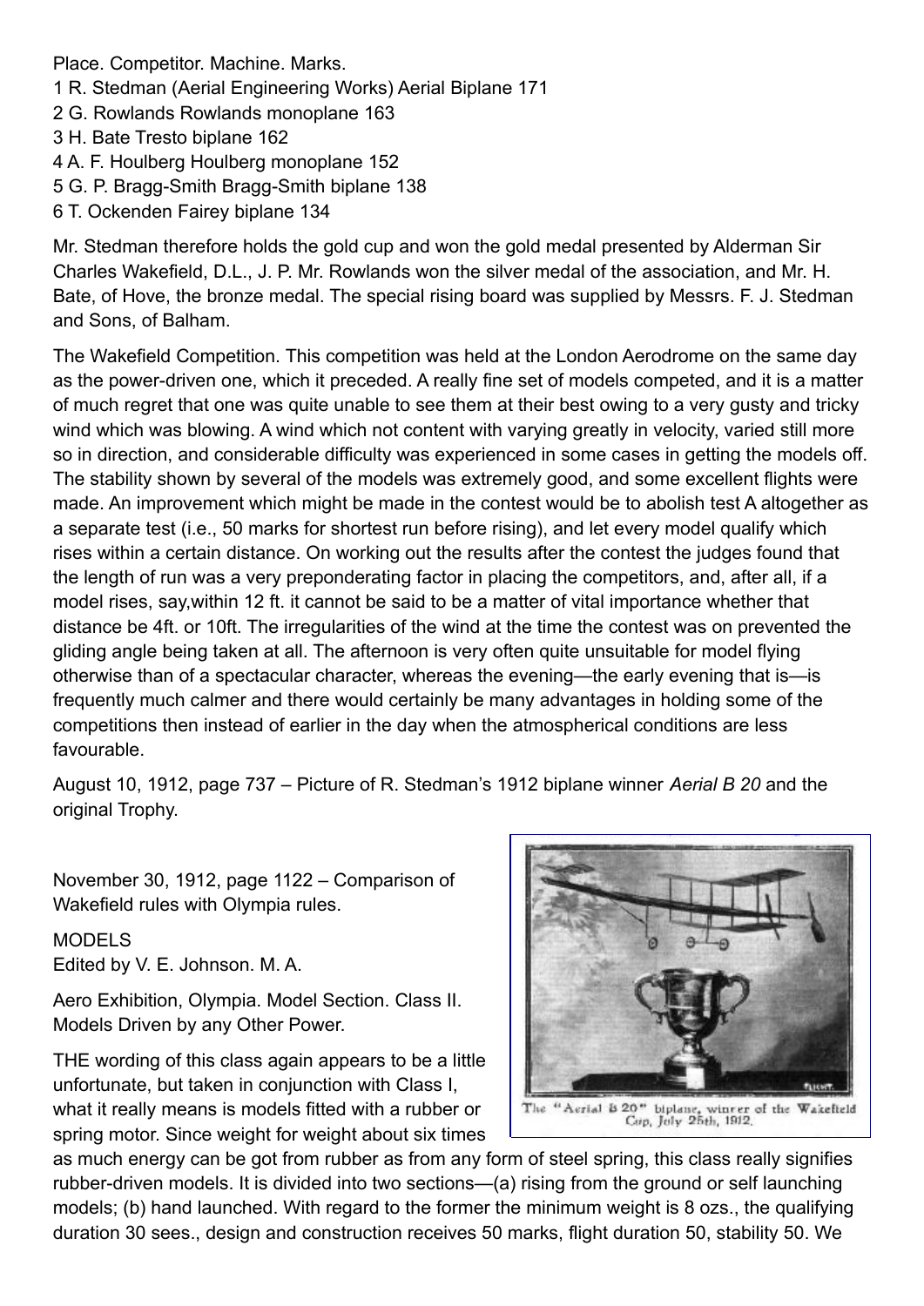Place. Competitor. Machine. Marks.
1 R. Stedman (Aerial Engineering Works) Aerial Biplane 171
2 G. Rowlands Rowlands monoplane 163
3 H. Bate Tresto biplane 162
4 A. F. Houlberg Houlberg monoplane 152
5 G. P. Bragg-Smith Bragg-Smith biplane 138
6 T. Ockenden Fairey biplane 134

Mr. Stedman therefore holds the gold cup and won the gold medal presented by Alderman Sir Charles Wakefield, D.L., J. P. Mr. Rowlands won the silver medal of the association, and Mr. H. Bate, of Hove, the bronze medal. The special rising board was supplied by Messrs. F. J. Stedman and Sons, of Balham.

The Wakefield Competition. This competition was held at the London Aerodrome on the same day as the power-driven one, which it preceded. A really fine set of models competed, and it is a matter of much regret that one was quite unable to see them at their best owing to a very gusty and tricky wind which was blowing. A wind which not content with varying greatly in velocity, varied still more so in direction, and considerable difficulty was experienced in some cases in getting the models off. The stability shown by several of the models was extremely good, and some excellent flights were made. An improvement which might be made in the contest would be to abolish test A altogether as a separate test (i.e., 50 marks for shortest run before rising), and let every model qualify which rises within a certain distance. On working out the results after the contest the judges found that the length of run was a very preponderating factor in placing the competitors, and, after all, if a model rises, say,within 12 ft. it cannot be said to be a matter of vital importance whether that distance be 4ft. or 10ft. The irregularities of the wind at the time the contest was on prevented the gliding angle being taken at all. The afternoon is very often quite unsuitable for model flying otherwise than of a spectacular character, whereas the evening—the early evening that is—is frequently much calmer and there would certainly be many advantages in holding some of the competitions then instead of earlier in the day when the atmospherical conditions are less favourable.

August 10, 1912, page 737 – Picture of R. Stedman's 1912 biplane winner *Aerial B 20* and the original Trophy.

The "Aerial B 20" biplane, winner of the Wakefield Cup, July 25th, 1912.

November 30, 1912, page 1122 – Comparison of Wakefield rules with Olympia rules.

MODELS
Edited by V. E. Johnson. M. A.

Aero Exhibition, Olympia. Model Section. Class II. Models Driven by any Other Power.

THE wording of this class again appears to be a little unfortunate, but taken in conjunction with Class I, what it really means is models fitted with a rubber or spring motor. Since weight for weight about six times as much energy can be got from rubber as from any form of steel spring, this class really signifies rubber-driven models. It is divided into two sections—(a) rising from the ground or self launching models; (b) hand launched. With regard to the former the minimum weight is 8 ozs., the qualifying duration 30 secs., design and construction receives 50 marks, flight duration 50, stability 50. We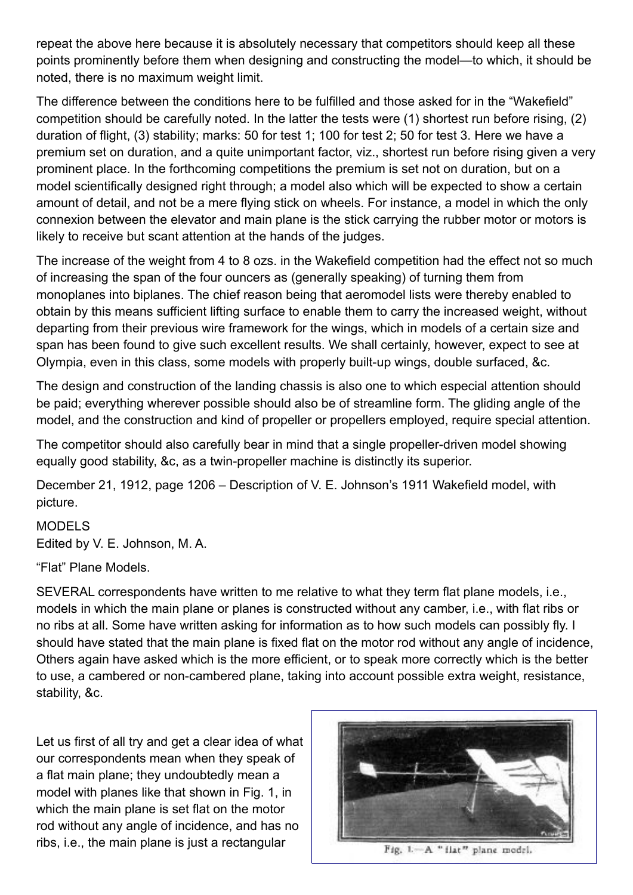repeat the above here because it is absolutely necessary that competitors should keep all these points prominently before them when designing and constructing the model—to which, it should be noted, there is no maximum weight limit.

The difference between the conditions here to be fulfilled and those asked for in the "Wakefield" competition should be carefully noted. In the latter the tests were (1) shortest run before rising, (2) duration of flight, (3) stability; marks: 50 for test 1; 100 for test 2; 50 for test 3. Here we have a premium set on duration, and a quite unimportant factor, viz., shortest run before rising given a very prominent place. In the forthcoming competitions the premium is set not on duration, but on a model scientifically designed right through; a model also which will be expected to show a certain amount of detail, and not be a mere flying stick on wheels. For instance, a model in which the only connexion between the elevator and main plane is the stick carrying the rubber motor or motors is likely to receive but scant attention at the hands of the judges.

The increase of the weight from 4 to 8 ozs. in the Wakefield competition had the effect not so much of increasing the span of the four ouncers as (generally speaking) of turning them from monoplanes into biplanes. The chief reason being that aeromodel lists were thereby enabled to obtain by this means sufficient lifting surface to enable them to carry the increased weight, without departing from their previous wire framework for the wings, which in models of a certain size and span has been found to give such excellent results. We shall certainly, however, expect to see at Olympia, even in this class, some models with properly built-up wings, double surfaced, &c.

The design and construction of the landing chassis is also one to which especial attention should be paid; everything wherever possible should also be of streamline form. The gliding angle of the model, and the construction and kind of propeller or propellers employed, require special attention.

The competitor should also carefully bear in mind that a single propeller-driven model showing equally good stability, &c, as a twin-propeller machine is distinctly its superior.

December 21, 1912, page 1206 – Description of V. E. Johnson's 1911 Wakefield model, with picture.

MODELS
Edited by V. E. Johnson, M. A.

"Flat" Plane Models.

SEVERAL correspondents have written to me relative to what they term flat plane models, i.e., models in which the main plane or planes is constructed without any camber, i.e., with flat ribs or no ribs at all. Some have written asking for information as to how such models can possibly fly. I should have stated that the main plane is fixed flat on the motor rod without any angle of incidence, Others again have asked which is the more efficient, or to speak more correctly which is the better to use, a cambered or non-cambered plane, taking into account possible extra weight, resistance, stability, &c.

Let us first of all try and get a clear idea of what our correspondents mean when they speak of a flat main plane; they undoubtedly mean a model with planes like that shown in Fig. 1, in which the main plane is set flat on the motor rod without any angle of incidence, and has no ribs, i.e., the main plane is just a rectangular

Fig. 1.—A "flat" plane model.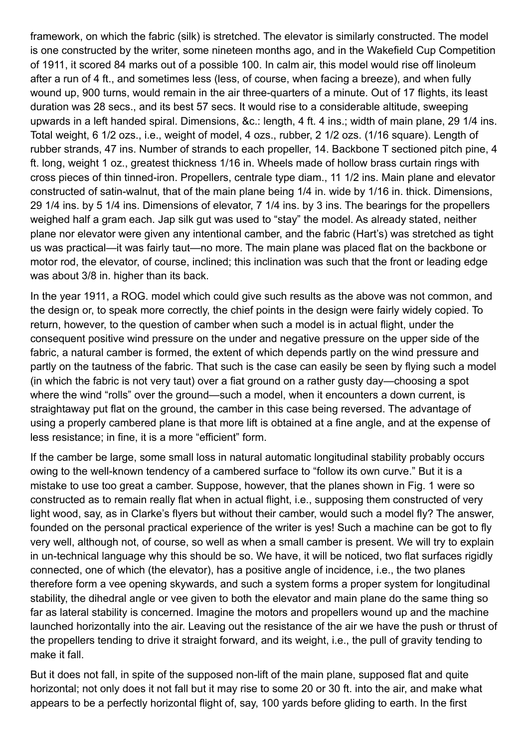framework, on which the fabric (silk) is stretched. The elevator is similarly constructed. The model is one constructed by the writer, some nineteen months ago, and in the Wakefield Cup Competition of 1911, it scored 84 marks out of a possible 100. In calm air, this model would rise off linoleum after a run of 4 ft., and sometimes less (less, of course, when facing a breeze), and when fully wound up, 900 turns, would remain in the air three-quarters of a minute. Out of 17 flights, its least duration was 28 secs., and its best 57 secs. It would rise to a considerable altitude, sweeping upwards in a left handed spiral. Dimensions, &c.: length, 4 ft. 4 ins.; width of main plane, 29 1/4 ins. Total weight, 6 1/2 ozs., i.e., weight of model, 4 ozs., rubber, 2 1/2 ozs. (1/16 square). Length of rubber strands, 47 ins. Number of strands to each propeller, 14. Backbone T sectioned pitch pine, 4 ft. long, weight 1 oz., greatest thickness 1/16 in. Wheels made of hollow brass curtain rings with cross pieces of thin tinned-iron. Propellers, centrale type diam., 11 1/2 ins. Main plane and elevator constructed of satin-walnut, that of the main plane being 1/4 in. wide by 1/16 in. thick. Dimensions, 29 1/4 ins. by 5 1/4 ins. Dimensions of elevator, 7 1/4 ins. by 3 ins. The bearings for the propellers weighed half a gram each. Jap silk gut was used to “stay” the model. As already stated, neither plane nor elevator were given any intentional camber, and the fabric (Hart’s) was stretched as tight us was practical—it was fairly taut—no more. The main plane was placed flat on the backbone or motor rod, the elevator, of course, inclined; this inclination was such that the front or leading edge was about 3/8 in. higher than its back.

In the year 1911, a ROG. model which could give such results as the above was not common, and the design or, to speak more correctly, the chief points in the design were fairly widely copied. To return, however, to the question of camber when such a model is in actual flight, under the consequent positive wind pressure on the under and negative pressure on the upper side of the fabric, a natural camber is formed, the extent of which depends partly on the wind pressure and partly on the tautness of the fabric. That such is the case can easily be seen by flying such a model (in which the fabric is not very taut) over a fiat ground on a rather gusty day—choosing a spot where the wind “rolls” over the ground—such a model, when it encounters a down current, is straightaway put flat on the ground, the camber in this case being reversed. The advantage of using a properly cambered plane is that more lift is obtained at a fine angle, and at the expense of less resistance; in fine, it is a more “efficient” form.

If the camber be large, some small loss in natural automatic longitudinal stability probably occurs owing to the well-known tendency of a cambered surface to “follow its own curve.” But it is a mistake to use too great a camber. Suppose, however, that the planes shown in Fig. 1 were so constructed as to remain really flat when in actual flight, i.e., supposing them constructed of very light wood, say, as in Clarke’s flyers but without their camber, would such a model fly? The answer, founded on the personal practical experience of the writer is yes! Such a machine can be got to fly very well, although not, of course, so well as when a small camber is present. We will try to explain in un-technical language why this should be so. We have, it will be noticed, two flat surfaces rigidly connected, one of which (the elevator), has a positive angle of incidence, i.e., the two planes therefore form a vee opening skywards, and such a system forms a proper system for longitudinal stability, the dihedral angle or vee given to both the elevator and main plane do the same thing so far as lateral stability is concerned. Imagine the motors and propellers wound up and the machine launched horizontally into the air. Leaving out the resistance of the air we have the push or thrust of the propellers tending to drive it straight forward, and its weight, i.e., the pull of gravity tending to make it fall.

But it does not fall, in spite of the supposed non-lift of the main plane, supposed flat and quite horizontal; not only does it not fall but it may rise to some 20 or 30 ft. into the air, and make what appears to be a perfectly horizontal flight of, say, 100 yards before gliding to earth. In the first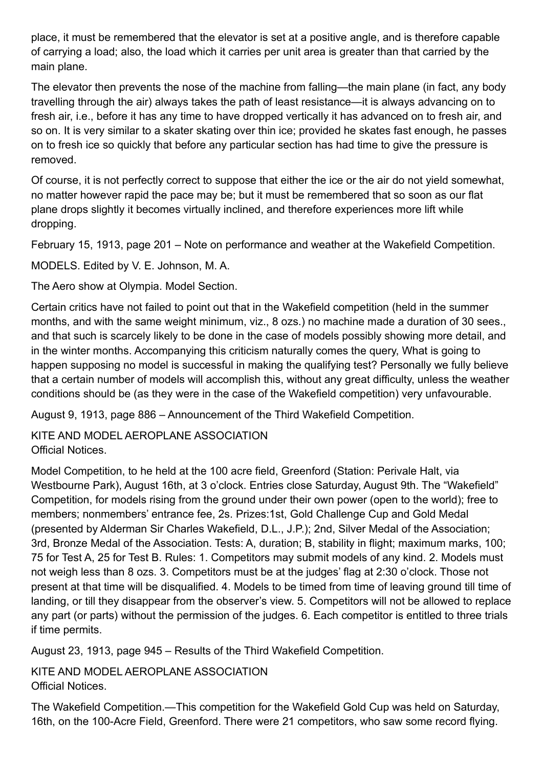place, it must be remembered that the elevator is set at a positive angle, and is therefore capable of carrying a load; also, the load which it carries per unit area is greater than that carried by the main plane.

The elevator then prevents the nose of the machine from falling—the main plane (in fact, any body travelling through the air) always takes the path of least resistance—it is always advancing on to fresh air, i.e., before it has any time to have dropped vertically it has advanced on to fresh air, and so on. It is very similar to a skater skating over thin ice; provided he skates fast enough, he passes on to fresh ice so quickly that before any particular section has had time to give the pressure is removed.

Of course, it is not perfectly correct to suppose that either the ice or the air do not yield somewhat, no matter however rapid the pace may be; but it must be remembered that so soon as our flat plane drops slightly it becomes virtually inclined, and therefore experiences more lift while dropping.

February 15, 1913, page 201 – Note on performance and weather at the Wakefield Competition.

MODELS. Edited by V. E. Johnson, M. A.

The Aero show at Olympia. Model Section.

Certain critics have not failed to point out that in the Wakefield competition (held in the summer months, and with the same weight minimum, viz., 8 ozs.) no machine made a duration of 30 secs., and that such is scarcely likely to be done in the case of models possibly showing more detail, and in the winter months. Accompanying this criticism naturally comes the query, What is going to happen supposing no model is successful in making the qualifying test? Personally we fully believe that a certain number of models will accomplish this, without any great difficulty, unless the weather conditions should be (as they were in the case of the Wakefield competition) very unfavourable.

August 9, 1913, page 886 – Announcement of the Third Wakefield Competition.

KITE AND MODEL AEROPLANE ASSOCIATION
Official Notices.

Model Competition, to he held at the 100 acre field, Greenford (Station: Perivale Halt, via Westbourne Park), August 16th, at 3 o'clock. Entries close Saturday, August 9th. The "Wakefield" Competition, for models rising from the ground under their own power (open to the world); free to members; nonmembers' entrance fee, 2s. Prizes:1st, Gold Challenge Cup and Gold Medal (presented by Alderman Sir Charles Wakefield, D.L., J.P.); 2nd, Silver Medal of the Association; 3rd, Bronze Medal of the Association. Tests: A, duration; B, stability in flight; maximum marks, 100; 75 for Test A, 25 for Test B. Rules: 1. Competitors may submit models of any kind. 2. Models must not weigh less than 8 ozs. 3. Competitors must be at the judges' flag at 2:30 o'clock. Those not present at that time will be disqualified. 4. Models to be timed from time of leaving ground till time of landing, or till they disappear from the observer's view. 5. Competitors will not be allowed to replace any part (or parts) without the permission of the judges. 6. Each competitor is entitled to three trials if time permits.

August 23, 1913, page 945 – Results of the Third Wakefield Competition.

KITE AND MODEL AEROPLANE ASSOCIATION
Official Notices.

The Wakefield Competition.—This competition for the Wakefield Gold Cup was held on Saturday, 16th, on the 100-Acre Field, Greenford. There were 21 competitors, who saw some record flying.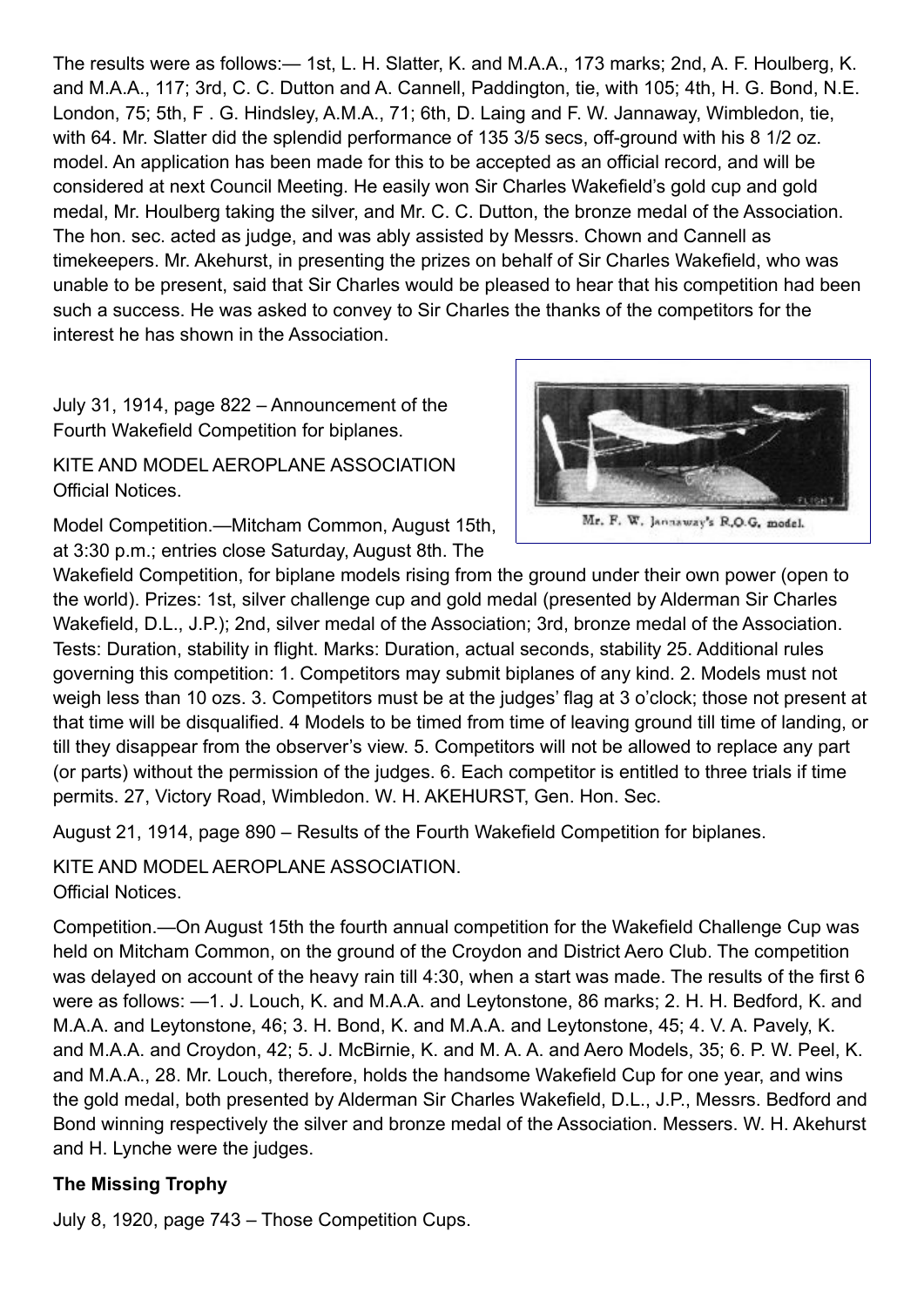The results were as follows:— 1st, L. H. Slatter, K. and M.A.A., 173 marks; 2nd, A. F. Houlberg, K. and M.A.A., 117; 3rd, C. C. Dutton and A. Cannell, Paddington, tie, with 105; 4th, H. G. Bond, N.E. London, 75; 5th, F . G. Hindsley, A.M.A., 71; 6th, D. Laing and F. W. Jannaway, Wimbledon, tie, with 64. Mr. Slatter did the splendid performance of 135 3/5 secs, off-ground with his 8 1/2 oz. model. An application has been made for this to be accepted as an official record, and will be considered at next Council Meeting. He easily won Sir Charles Wakefield's gold cup and gold medal, Mr. Houlberg taking the silver, and Mr. C. C. Dutton, the bronze medal of the Association. The hon. sec. acted as judge, and was ably assisted by Messrs. Chown and Cannell as timekeepers. Mr. Akehurst, in presenting the prizes on behalf of Sir Charles Wakefield, who was unable to be present, said that Sir Charles would be pleased to hear that his competition had been such a success. He was asked to convey to Sir Charles the thanks of the competitors for the interest he has shown in the Association.

July 31, 1914, page 822 – Announcement of the Fourth Wakefield Competition for biplanes.

Mr. F. W. Jannaway's R.O.G. model.

KITE AND MODEL AEROPLANE ASSOCIATION
Official Notices.

Model Competition.—Mitcham Common, August 15th, at 3:30 p.m.; entries close Saturday, August 8th. The Wakefield Competition, for biplane models rising from the ground under their own power (open to the world). Prizes: 1st, silver challenge cup and gold medal (presented by Alderman Sir Charles Wakefield, D.L., J.P.); 2nd, silver medal of the Association; 3rd, bronze medal of the Association. Tests: Duration, stability in flight. Marks: Duration, actual seconds, stability 25. Additional rules governing this competition: 1. Competitors may submit biplanes of any kind. 2. Models must not weigh less than 10 ozs. 3. Competitors must be at the judges' flag at 3 o'clock; those not present at that time will be disqualified. 4 Models to be timed from time of leaving ground till time of landing, or till they disappear from the observer's view. 5. Competitors will not be allowed to replace any part (or parts) without the permission of the judges. 6. Each competitor is entitled to three trials if time permits. 27, Victory Road, Wimbledon. W. H. AKEHURST, Gen. Hon. Sec.

August 21, 1914, page 890 – Results of the Fourth Wakefield Competition for biplanes.

KITE AND MODEL AEROPLANE ASSOCIATION.
Official Notices.

Competition.—On August 15th the fourth annual competition for the Wakefield Challenge Cup was held on Mitcham Common, on the ground of the Croydon and District Aero Club. The competition was delayed on account of the heavy rain till 4:30, when a start was made. The results of the first 6 were as follows: —1. J. Louch, K. and M.A.A. and Leytonstone, 86 marks; 2. H. H. Bedford, K. and M.A.A. and Leytonstone, 46; 3. H. Bond, K. and M.A.A. and Leytonstone, 45; 4. V. A. Pavely, K. and M.A.A. and Croydon, 42; 5. J. McBirnie, K. and M. A. A. and Aero Models, 35; 6. P. W. Peel, K. and M.A.A., 28. Mr. Louch, therefore, holds the handsome Wakefield Cup for one year, and wins the gold medal, both presented by Alderman Sir Charles Wakefield, D.L., J.P., Messrs. Bedford and Bond winning respectively the silver and bronze medal of the Association. Messers. W. H. Akehurst and H. Lynche were the judges.

**The Missing Trophy**

July 8, 1920, page 743 – Those Competition Cups.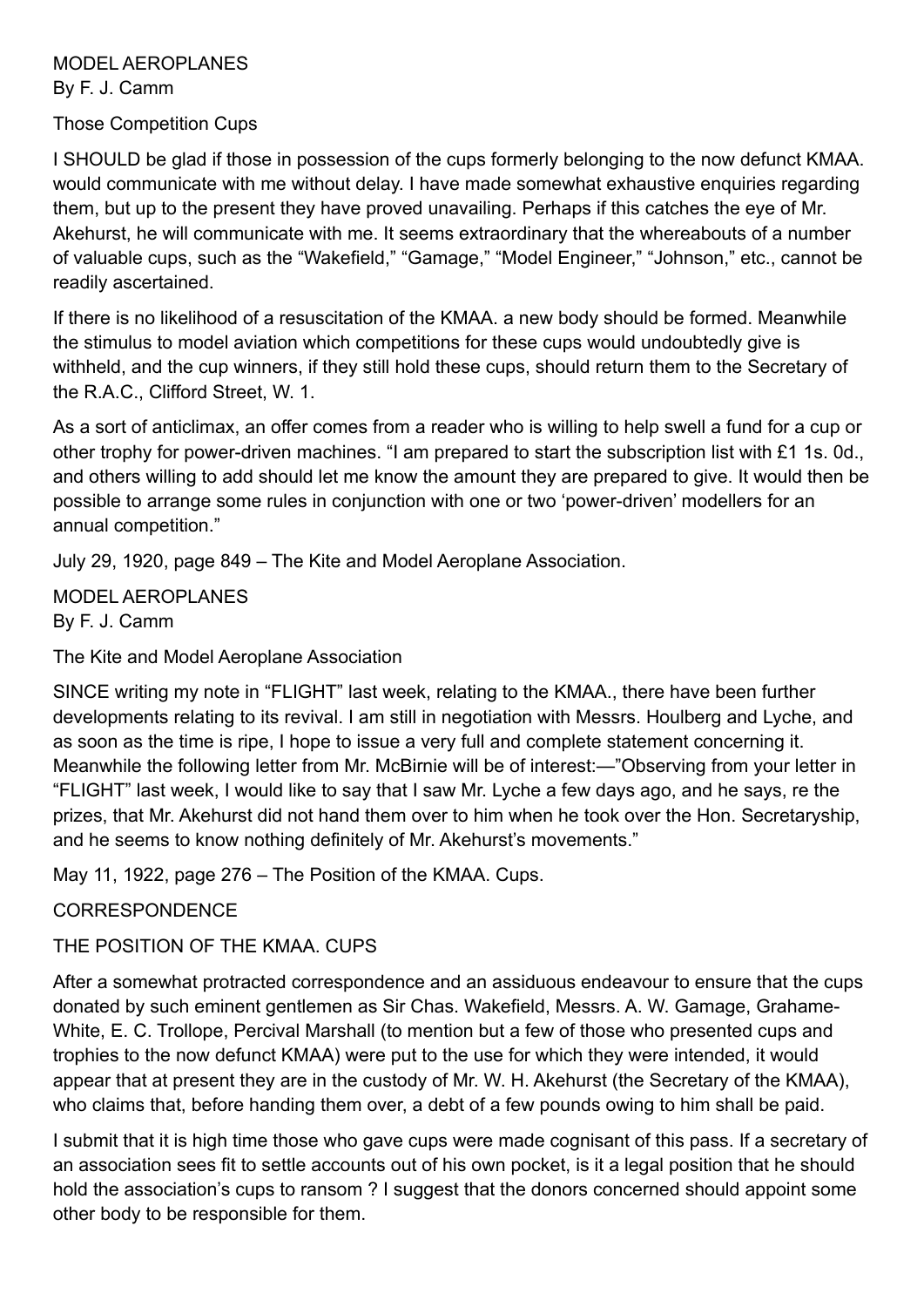MODEL AEROPLANES
By F. J. Camm

Those Competition Cups

I SHOULD be glad if those in possession of the cups formerly belonging to the now defunct KMAA. would communicate with me without delay. I have made somewhat exhaustive enquiries regarding them, but up to the present they have proved unavailing. Perhaps if this catches the eye of Mr. Akehurst, he will communicate with me. It seems extraordinary that the whereabouts of a number of valuable cups, such as the "Wakefield," "Gamage," "Model Engineer," "Johnson," etc., cannot be readily ascertained.

If there is no likelihood of a resuscitation of the KMAA. a new body should be formed. Meanwhile the stimulus to model aviation which competitions for these cups would undoubtedly give is withheld, and the cup winners, if they still hold these cups, should return them to the Secretary of the R.A.C., Clifford Street, W. 1.

As a sort of anticlimax, an offer comes from a reader who is willing to help swell a fund for a cup or other trophy for power-driven machines. "I am prepared to start the subscription list with £1 1s. 0d., and others willing to add should let me know the amount they are prepared to give. It would then be possible to arrange some rules in conjunction with one or two 'power-driven' modellers for an annual competition."

July 29, 1920, page 849 – The Kite and Model Aeroplane Association.

MODEL AEROPLANES
By F. J. Camm

The Kite and Model Aeroplane Association

SINCE writing my note in "FLIGHT" last week, relating to the KMAA., there have been further developments relating to its revival. I am still in negotiation with Messrs. Houlberg and Lyche, and as soon as the time is ripe, I hope to issue a very full and complete statement concerning it. Meanwhile the following letter from Mr. McBirnie will be of interest:—"Observing from your letter in "FLIGHT" last week, I would like to say that I saw Mr. Lyche a few days ago, and he says, re the prizes, that Mr. Akehurst did not hand them over to him when he took over the Hon. Secretaryship, and he seems to know nothing definitely of Mr. Akehurst's movements."

May 11, 1922, page 276 – The Position of the KMAA. Cups.

CORRESPONDENCE

THE POSITION OF THE KMAA. CUPS

After a somewhat protracted correspondence and an assiduous endeavour to ensure that the cups donated by such eminent gentlemen as Sir Chas. Wakefield, Messrs. A. W. Gamage, Grahame-White, E. C. Trollope, Percival Marshall (to mention but a few of those who presented cups and trophies to the now defunct KMAA) were put to the use for which they were intended, it would appear that at present they are in the custody of Mr. W. H. Akehurst (the Secretary of the KMAA), who claims that, before handing them over, a debt of a few pounds owing to him shall be paid.

I submit that it is high time those who gave cups were made cognisant of this pass. If a secretary of an association sees fit to settle accounts out of his own pocket, is it a legal position that he should hold the association's cups to ransom ? I suggest that the donors concerned should appoint some other body to be responsible for them.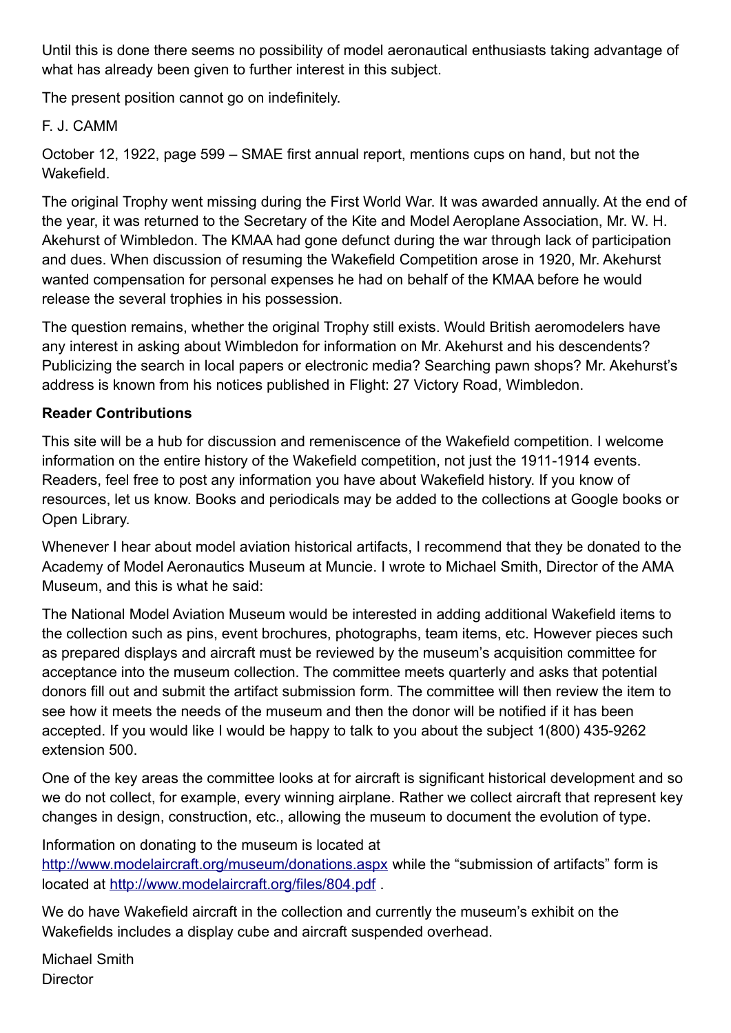Until this is done there seems no possibility of model aeronautical enthusiasts taking advantage of what has already been given to further interest in this subject.

The present position cannot go on indefinitely.

F. J. CAMM

October 12, 1922, page 599 – SMAE first annual report, mentions cups on hand, but not the Wakefield.

The original Trophy went missing during the First World War. It was awarded annually. At the end of the year, it was returned to the Secretary of the Kite and Model Aeroplane Association, Mr. W. H. Akehurst of Wimbledon. The KMAA had gone defunct during the war through lack of participation and dues. When discussion of resuming the Wakefield Competition arose in 1920, Mr. Akehurst wanted compensation for personal expenses he had on behalf of the KMAA before he would release the several trophies in his possession.

The question remains, whether the original Trophy still exists. Would British aeromodelers have any interest in asking about Wimbledon for information on Mr. Akehurst and his descendents? Publicizing the search in local papers or electronic media? Searching pawn shops? Mr. Akehurst's address is known from his notices published in Flight: 27 Victory Road, Wimbledon.

**Reader Contributions**

This site will be a hub for discussion and remenisence of the Wakefield competition. I welcome information on the entire history of the Wakefield competition, not just the 1911-1914 events. Readers, feel free to post any information you have about Wakefield history. If you know of resources, let us know. Books and periodicals may be added to the collections at Google books or Open Library.

Whenever I hear about model aviation historical artifacts, I recommend that they be donated to the Academy of Model Aeronautics Museum at Muncie. I wrote to Michael Smith, Director of the AMA Museum, and this is what he said:

The National Model Aviation Museum would be interested in adding additional Wakefield items to the collection such as pins, event brochures, photographs, team items, etc. However pieces such as prepared displays and aircraft must be reviewed by the museum's acquisition committee for acceptance into the museum collection. The committee meets quarterly and asks that potential donors fill out and submit the artifact submission form. The committee will then review the item to see how it meets the needs of the museum and then the donor will be notified if it has been accepted. If you would like I would be happy to talk to you about the subject 1(800) 435-9262 extension 500.

One of the key areas the committee looks at for aircraft is significant historical development and so we do not collect, for example, every winning airplane. Rather we collect aircraft that represent key changes in design, construction, etc., allowing the museum to document the evolution of type.

Information on donating to the museum is located at [http://www.modelaircraft.org/museum/donations.aspx](http://www.modelaircraft.org/museum/donations.aspx) while the "submission of artifacts" form is located at [http://www.modelaircraft.org/files/804.pdf](http://www.modelaircraft.org/files/804.pdf) .

We do have Wakefield aircraft in the collection and currently the museum's exhibit on the Wakefields includes a display cube and aircraft suspended overhead.

Michael Smith
Director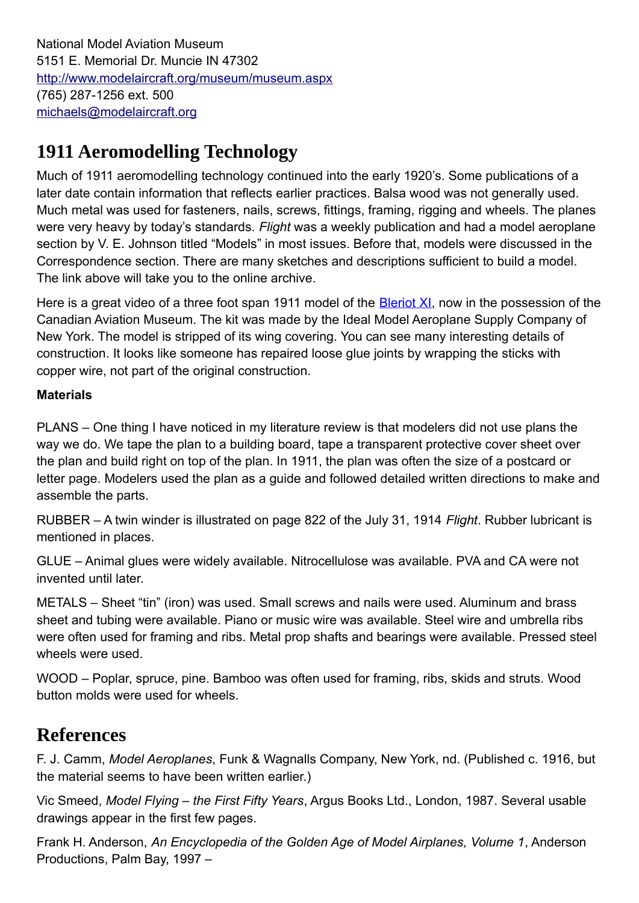National Model Aviation Museum
5151 E. Memorial Dr. Muncie IN 47302
http://www.modelaircraft.org/museum/museum.aspx
(765) 287-1256 ext. 500
michaels@modelaircraft.org

# 1911 Aeromodelling Technology

Much of 1911 aeromodelling technology continued into the early 1920's. Some publications of a later date contain information that reflects earlier practices. Balsa wood was not generally used. Much metal was used for fasteners, nails, screws, fittings, framing, rigging and wheels. The planes were very heavy by today's standards. *Flight* was a weekly publication and had a model aeroplane section by V. E. Johnson titled "Models" in most issues. Before that, models were discussed in the Correspondence section. There are many sketches and descriptions sufficient to build a model. The link above will take you to the online archive.

Here is a great video of a three foot span 1911 model of the Bleriot XI, now in the possession of the Canadian Aviation Museum. The kit was made by the Ideal Model Aeroplane Supply Company of New York. The model is stripped of its wing covering. You can see many interesting details of construction. It looks like someone has repaired loose glue joints by wrapping the sticks with copper wire, not part of the original construction.

**Materials**

PLANS – One thing I have noticed in my literature review is that modelers did not use plans the way we do. We tape the plan to a building board, tape a transparent protective cover sheet over the plan and build right on top of the plan. In 1911, the plan was often the size of a postcard or letter page. Modelers used the plan as a guide and followed detailed written directions to make and assemble the parts.

RUBBER – A twin winder is illustrated on page 822 of the July 31, 1914 *Flight*. Rubber lubricant is mentioned in places.

GLUE – Animal glues were widely available. Nitrocellulose was available. PVA and CA were not invented until later.

METALS – Sheet "tin" (iron) was used. Small screws and nails were used. Aluminum and brass sheet and tubing were available. Piano or music wire was available. Steel wire and umbrella ribs were often used for framing and ribs. Metal prop shafts and bearings were available. Pressed steel wheels were used.

WOOD – Poplar, spruce, pine. Bamboo was often used for framing, ribs, skids and struts. Wood button molds were used for wheels.

# References

F. J. Camm, *Model Aeroplanes*, Funk & Wagnalls Company, New York, nd. (Published c. 1916, but the material seems to have been written earlier.)

Vic Smeed, *Model Flying – the First Fifty Years*, Argus Books Ltd., London, 1987. Several usable drawings appear in the first few pages.

Frank H. Anderson, *An Encyclopedia of the Golden Age of Model Airplanes, Volume 1*, Anderson Productions, Palm Bay, 1997 –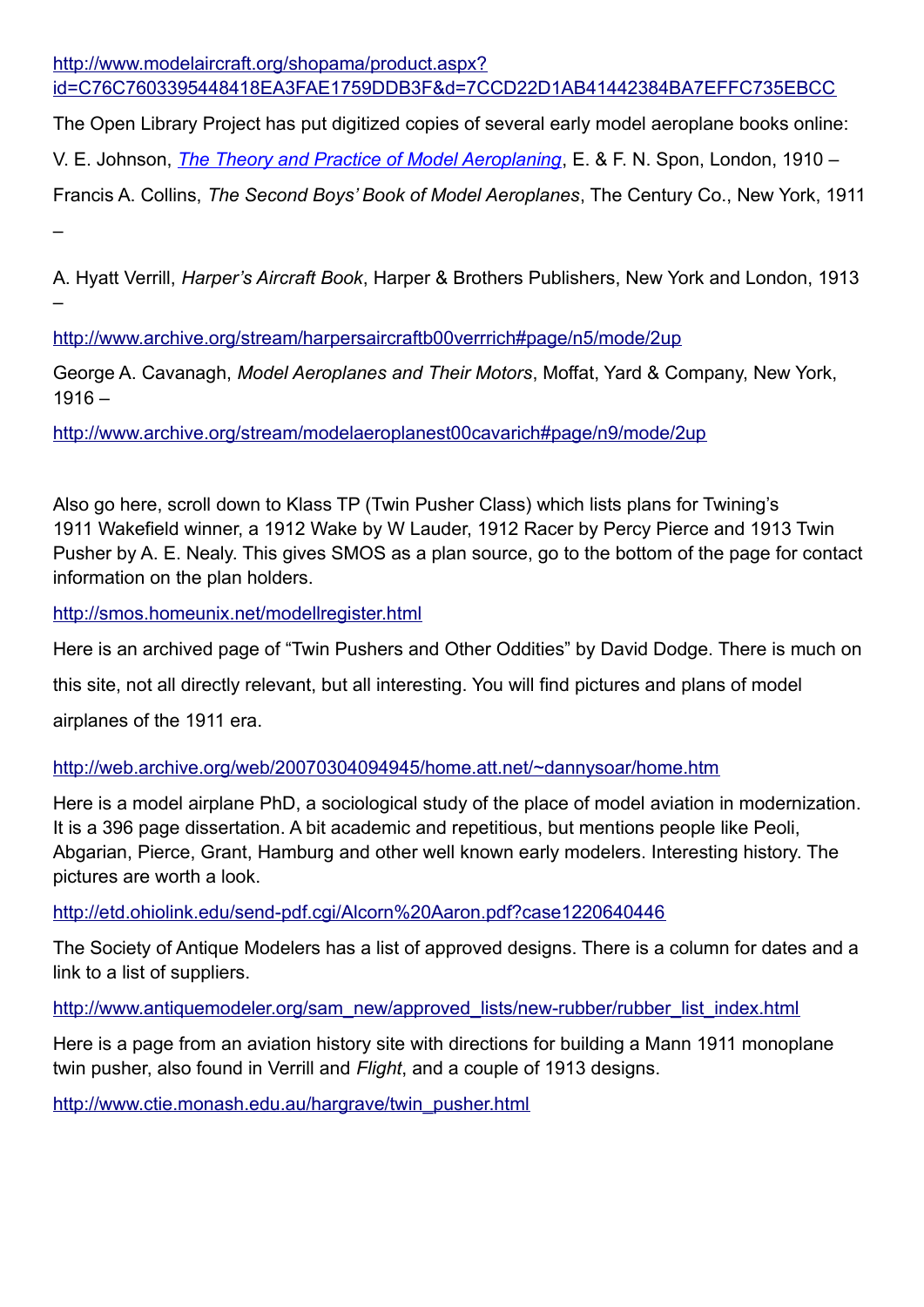http://www.modelaircraft.org/shopama/product.aspx?id=C76C7603395448418EA3FAE1759DDB3F&d=7CCD22D1AB41442384BA7EFFC735EBCC

The Open Library Project has put digitized copies of several early model aeroplane books online:

V. E. Johnson, *The Theory and Practice of Model Aeroplaning*, E. & F. N. Spon, London, 1910 –

Francis A. Collins, *The Second Boys' Book of Model Aeroplanes*, The Century Co., New York, 1911 –

A. Hyatt Verrill, *Harper's Aircraft Book*, Harper & Brothers Publishers, New York and London, 1913 –

http://www.archive.org/stream/harpersaircraftb00verrrich#page/n5/mode/2up

George A. Cavanagh, *Model Aeroplanes and Their Motors*, Moffat, Yard & Company, New York, 1916 –

http://www.archive.org/stream/modelaeroplanest00cavarich#page/n9/mode/2up

Also go here, scroll down to Klass TP (Twin Pusher Class) which lists plans for Twining's 1911 Wakefield winner, a 1912 Wake by W Lauder, 1912 Racer by Percy Pierce and 1913 Twin Pusher by A. E. Nealy. This gives SMOS as a plan source, go to the bottom of the page for contact information on the plan holders.

http://smos.homeunix.net/modellregister.html

Here is an archived page of "Twin Pushers and Other Oddities" by David Dodge. There is much on this site, not all directly relevant, but all interesting. You will find pictures and plans of model airplanes of the 1911 era.

http://web.archive.org/web/20070304094945/home.att.net/~dannysoar/home.htm

Here is a model airplane PhD, a sociological study of the place of model aviation in modernization. It is a 396 page dissertation. A bit academic and repetitious, but mentions people like Peoli, Abgarian, Pierce, Grant, Hamburg and other well known early modelers. Interesting history. The pictures are worth a look.

http://etd.ohiolink.edu/send-pdf.cgi/Alcorn%20Aaron.pdf?case1220640446

The Society of Antique Modelers has a list of approved designs. There is a column for dates and a link to a list of suppliers.

http://www.antiquemodeler.org/sam_new/approved_lists/new-rubber/rubber_list_index.html

Here is a page from an aviation history site with directions for building a Mann 1911 monoplane twin pusher, also found in Verrill and *Flight*, and a couple of 1913 designs.

http://www.ctie.monash.edu.au/hargrave/twin_pusher.html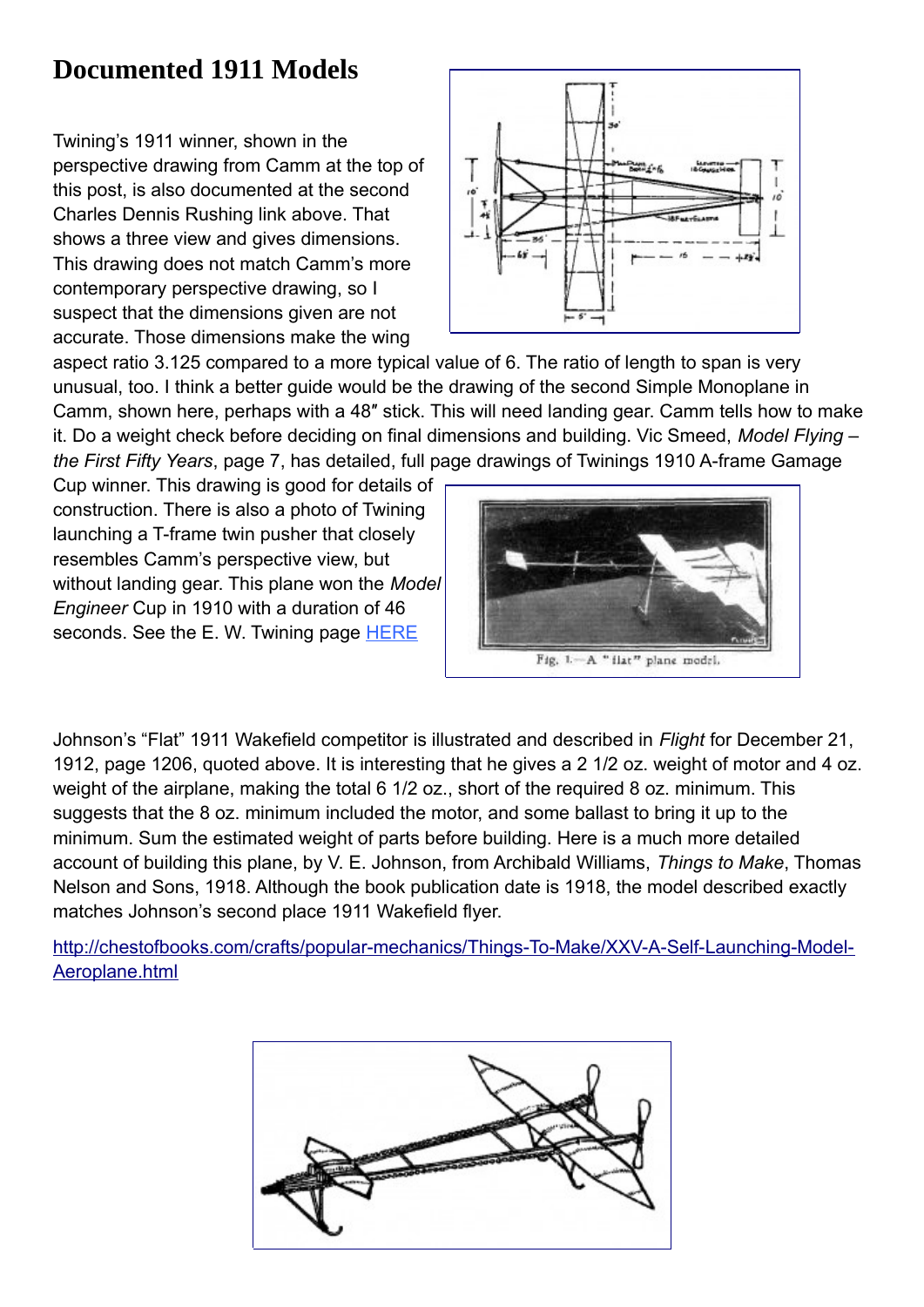# Documented 1911 Models

Twining's 1911 winner, shown in the perspective drawing from Camm at the top of this post, is also documented at the second Charles Dennis Rushing link above. That shows a three view and gives dimensions. This drawing does not match Camm's more contemporary perspective drawing, so I suspect that the dimensions given are not accurate. Those dimensions make the wing aspect ratio 3.125 compared to a more typical value of 6. The ratio of length to span is very unusual, too. I think a better guide would be the drawing of the second Simple Monoplane in Camm, shown here, perhaps with a 48″ stick. This will need landing gear. Camm tells how to make it. Do a weight check before deciding on final dimensions and building. Vic Smeed, *Model Flying – the First Fifty Years*, page 7, has detailed, full page drawings of Twinings 1910 A-frame Gamage Cup winner. This drawing is good for details of construction. There is also a photo of Twining launching a T-frame twin pusher that closely resembles Camm's perspective view, but without landing gear. This plane won the *Model Engineer* Cup in 1910 with a duration of 46 seconds. See the E. W. Twining page [HERE]

Fig. 1.—A "flat" plane model.

Johnson's "Flat" 1911 Wakefield competitor is illustrated and described in *Flight* for December 21, 1912, page 1206, quoted above. It is interesting that he gives a 2 1/2 oz. weight of motor and 4 oz. weight of the airplane, making the total 6 1/2 oz., short of the required 8 oz. minimum. This suggests that the 8 oz. minimum included the motor, and some ballast to bring it up to the minimum. Sum the estimated weight of parts before building. Here is a much more detailed account of building this plane, by V. E. Johnson, from Archibald Williams, *Things to Make*, Thomas Nelson and Sons, 1918. Although the book publication date is 1918, the model described exactly matches Johnson's second place 1911 Wakefield flyer.

http://chestofbooks.com/crafts/popular-mechanics/Things-To-Make/XXV-A-Self-Launching-Model-Aeroplane.html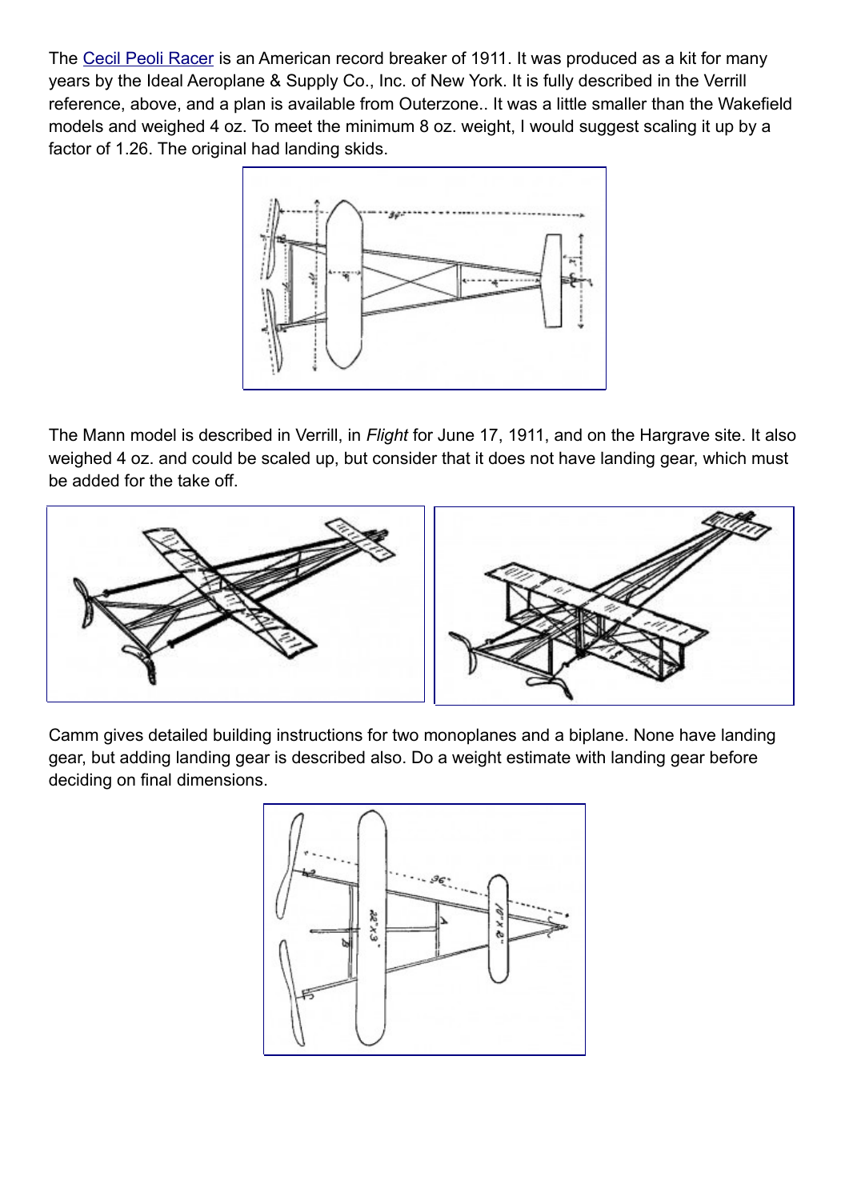The [Cecil Peoli Racer](#) is an American record breaker of 1911. It was produced as a kit for many years by the Ideal Aeroplane & Supply Co., Inc. of New York. It is fully described in the Verrill reference, above, and a plan is available from Outerzone.. It was a little smaller than the Wakefield models and weighed 4 oz. To meet the minimum 8 oz. weight, I would suggest scaling it up by a factor of 1.26. The original had landing skids.

The Mann model is described in Verrill, in *Flight* for June 17, 1911, and on the Hargrave site. It also weighed 4 oz. and could be scaled up, but consider that it does not have landing gear, which must be added for the take off.

Camm gives detailed building instructions for two monoplanes and a biplane. None have landing gear, but adding landing gear is described also. Do a weight estimate with landing gear before deciding on final dimensions.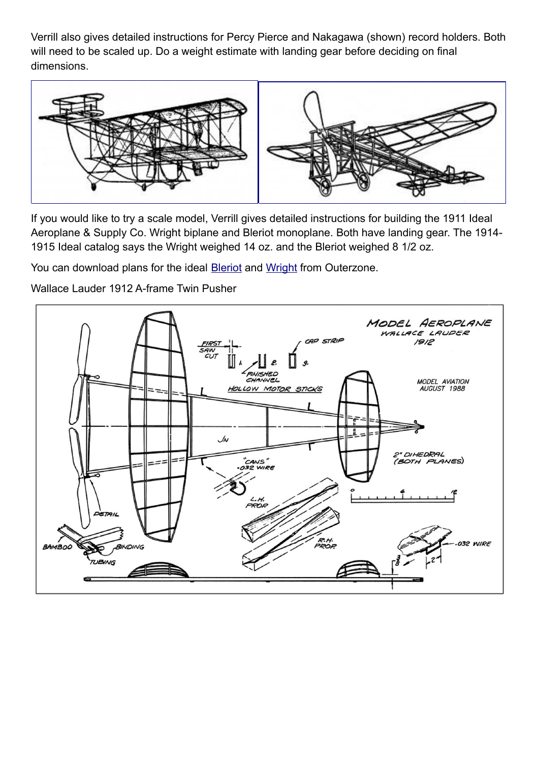Verrill also gives detailed instructions for Percy Pierce and Nakagawa (shown) record holders. Both will need to be scaled up. Do a weight estimate with landing gear before deciding on final dimensions.

If you would like to try a scale model, Verrill gives detailed instructions for building the 1911 Ideal Aeroplane & Supply Co. Wright biplane and Bleriot monoplane. Both have landing gear. The 1914-1915 Ideal catalog says the Wright weighed 14 oz. and the Bleriot weighed 8 1/2 oz.

You can download plans for the ideal [Bleriot](#) and [Wright](#) from Outerzone.

Wallace Lauder 1912 A-frame Twin Pusher

MODEL AEROPLANE
WALLACE LAUDER
1912

MODEL AVIATION
AUGUST 1988

FIRST SAW CUT
CAP STRIP
1. 2. 3.
FINISHED CHANNEL
HOLLOW MOTOR STICKS

"CANS" .032 WIRE
L.H. PROP
R.H. PROP
2" DIHEDRAL (BOTH PLANES)
0 6 12
DETAIL
BAMBOO
BINDING
TUBING
.032 WIRE
3/8
2